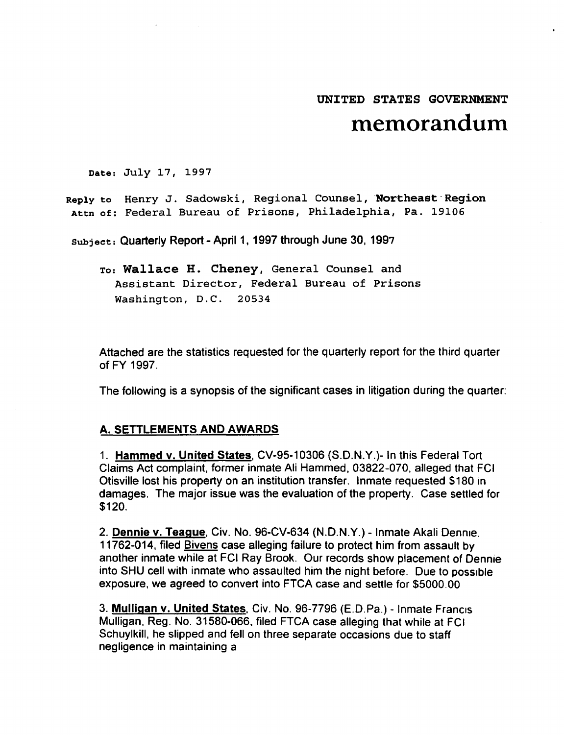UNITED STATES GOVERNMENT

# memorandum

**Date:** July 17, 1997

**Reply to Attn of:** Henry J. Sadowski, Regional Counsel, **Northeast Region**
Federal Bureau of Prisons, Philadelphia, Pa. 19106

**Subject:** Quarterly Report - April 1, 1997 through June 30, 1997

**To:** **Wallace H. Cheney**, General Counsel and
Assistant Director, Federal Bureau of Prisons
Washington, D.C. 20534

Attached are the statistics requested for the quarterly report for the third quarter of FY 1997.

The following is a synopsis of the significant cases in litigation during the quarter:

## A. SETTLEMENTS AND AWARDS

1. **Hammed v. United States**, CV-95-10306 (S.D.N.Y.)- In this Federal Tort Claims Act complaint, former inmate Ali Hammed, 03822-070, alleged that FCI Otisville lost his property on an institution transfer. Inmate requested $180 in damages. The major issue was the evaluation of the property. Case settled for $120.

2. **Dennie v. Teague**, Civ. No. 96-CV-634 (N.D.N.Y.) - Inmate Akali Dennie, 11762-014, filed Bivens case alleging failure to protect him from assault by another inmate while at FCI Ray Brook. Our records show placement of Dennie into SHU cell with inmate who assaulted him the night before. Due to possible exposure, we agreed to convert into FTCA case and settle for $5000.00

3. **Mulligan v. United States**, Civ. No. 96-7796 (E.D.Pa.) - Inmate Francis Mulligan, Reg. No. 31580-066, filed FTCA case alleging that while at FCI Schuylkill, he slipped and fell on three separate occasions due to staff negligence in maintaining a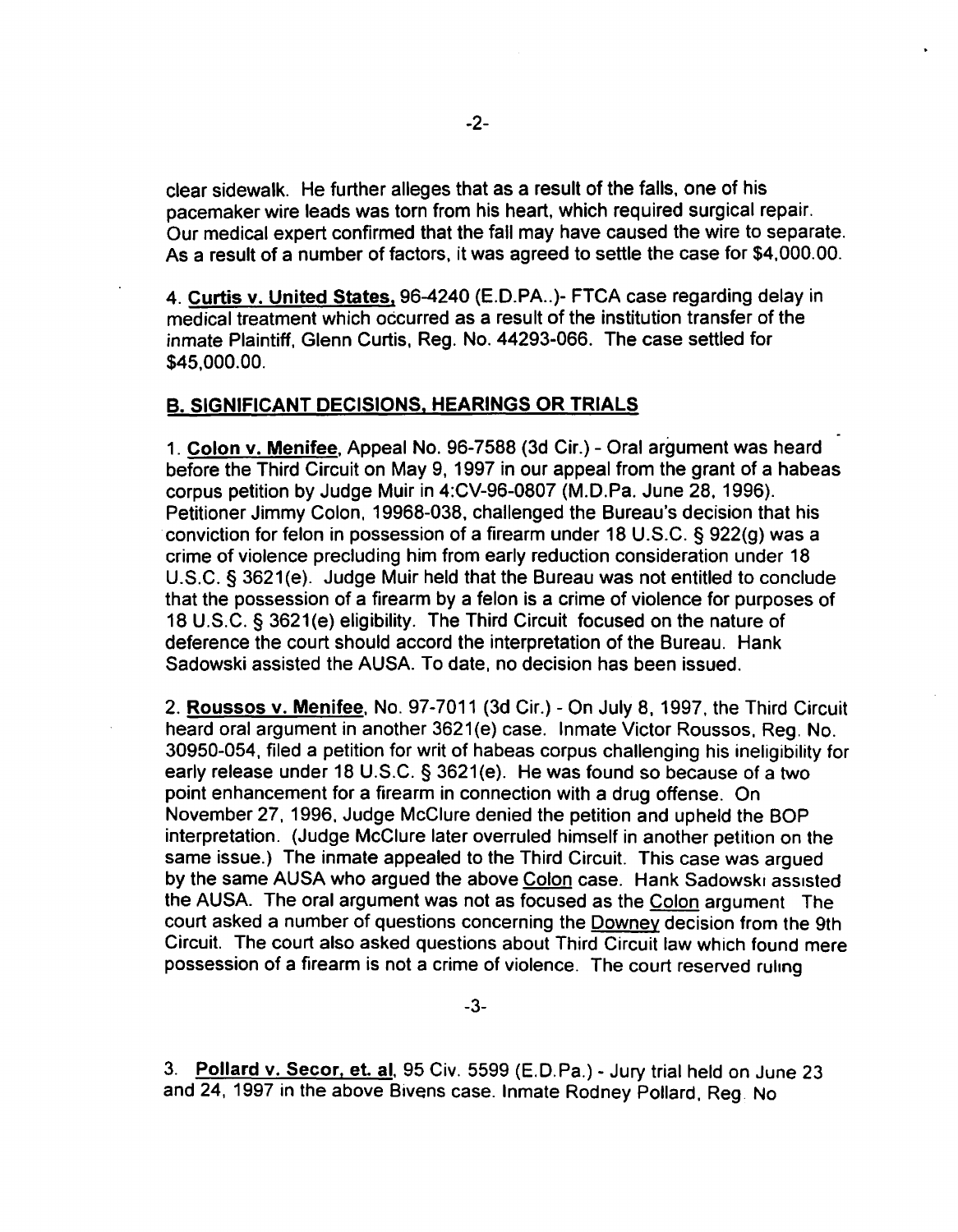clear sidewalk. He further alleges that as a result of the falls, one of his pacemaker wire leads was torn from his heart, which required surgical repair. Our medical expert confirmed that the fall may have caused the wire to separate. As a result of a number of factors, it was agreed to settle the case for $4,000.00.

4. **Curtis v. United States,** 96-4240 (E.D.PA..)- FTCA case regarding delay in medical treatment which occurred as a result of the institution transfer of the inmate Plaintiff, Glenn Curtis, Reg. No. 44293-066. The case settled for $45,000.00.

## B. SIGNIFICANT DECISIONS, HEARINGS OR TRIALS

1. **Colon v. Menifee**, Appeal No. 96-7588 (3d Cir.) - Oral argument was heard before the Third Circuit on May 9, 1997 in our appeal from the grant of a habeas corpus petition by Judge Muir in 4:CV-96-0807 (M.D.Pa. June 28, 1996). Petitioner Jimmy Colon, 19968-038, challenged the Bureau's decision that his conviction for felon in possession of a firearm under 18 U.S.C. § 922(g) was a crime of violence precluding him from early reduction consideration under 18 U.S.C. § 3621(e). Judge Muir held that the Bureau was not entitled to conclude that the possession of a firearm by a felon is a crime of violence for purposes of 18 U.S.C. § 3621(e) eligibility. The Third Circuit focused on the nature of deference the court should accord the interpretation of the Bureau. Hank Sadowski assisted the AUSA. To date, no decision has been issued.

2. **Roussos v. Menifee**, No. 97-7011 (3d Cir.) - On July 8, 1997, the Third Circuit heard oral argument in another 3621(e) case. Inmate Victor Roussos, Reg. No. 30950-054, filed a petition for writ of habeas corpus challenging his ineligibility for early release under 18 U.S.C. § 3621(e). He was found so because of a two point enhancement for a firearm in connection with a drug offense. On November 27, 1996, Judge McClure denied the petition and upheld the BOP interpretation. (Judge McClure later overruled himself in another petition on the same issue.) The inmate appealed to the Third Circuit. This case was argued by the same AUSA who argued the above Colon case. Hank Sadowski assisted the AUSA. The oral argument was not as focused as the Colon argument The court asked a number of questions concerning the Downey decision from the 9th Circuit. The court also asked questions about Third Circuit law which found mere possession of a firearm is not a crime of violence. The court reserved ruling

3. **Pollard v. Secor, et. al**, 95 Civ. 5599 (E.D.Pa.) - Jury trial held on June 23 and 24, 1997 in the above Bivens case. Inmate Rodney Pollard, Reg. No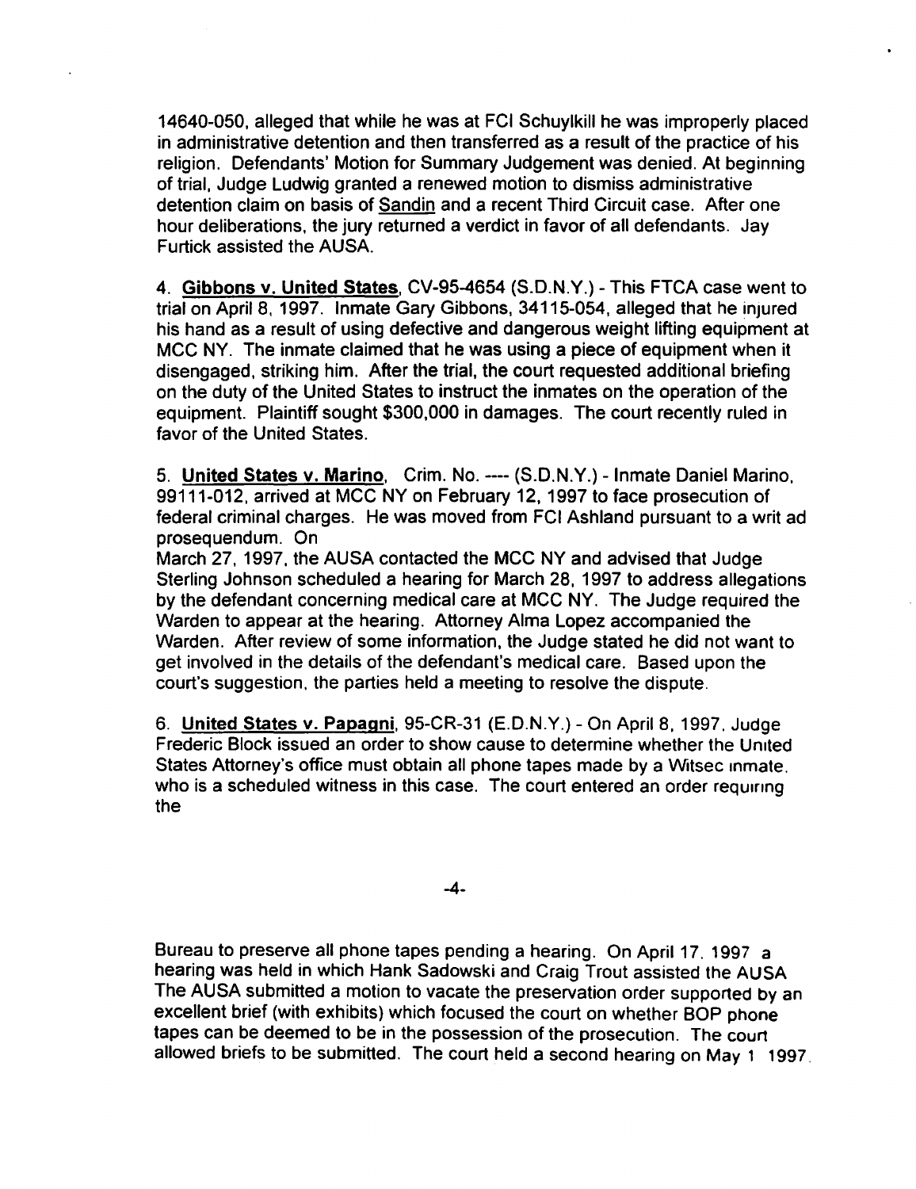14640-050, alleged that while he was at FCI Schuylkill he was improperly placed in administrative detention and then transferred as a result of the practice of his religion. Defendants' Motion for Summary Judgement was denied. At beginning of trial, Judge Ludwig granted a renewed motion to dismiss administrative detention claim on basis of Sandin and a recent Third Circuit case. After one hour deliberations, the jury returned a verdict in favor of all defendants. Jay Furtick assisted the AUSA.

4. **Gibbons v. United States**, CV-95-4654 (S.D.N.Y.) - This FTCA case went to trial on April 8, 1997. Inmate Gary Gibbons, 34115-054, alleged that he injured his hand as a result of using defective and dangerous weight lifting equipment at MCC NY. The inmate claimed that he was using a piece of equipment when it disengaged, striking him. After the trial, the court requested additional briefing on the duty of the United States to instruct the inmates on the operation of the equipment. Plaintiff sought $300,000 in damages. The court recently ruled in favor of the United States.

5. **United States v. Marino**, Crim. No. ---- (S.D.N.Y.) - Inmate Daniel Marino, 99111-012, arrived at MCC NY on February 12, 1997 to face prosecution of federal criminal charges. He was moved from FCI Ashland pursuant to a writ ad prosequendum. On
March 27, 1997, the AUSA contacted the MCC NY and advised that Judge Sterling Johnson scheduled a hearing for March 28, 1997 to address allegations by the defendant concerning medical care at MCC NY. The Judge required the Warden to appear at the hearing. Attorney Alma Lopez accompanied the Warden. After review of some information, the Judge stated he did not want to get involved in the details of the defendant's medical care. Based upon the court's suggestion, the parties held a meeting to resolve the dispute.

6. **United States v. Papagni**, 95-CR-31 (E.D.N.Y.) - On April 8, 1997, Judge Frederic Block issued an order to show cause to determine whether the United States Attorney's office must obtain all phone tapes made by a Witsec inmate, who is a scheduled witness in this case. The court entered an order requiring the

Bureau to preserve all phone tapes pending a hearing. On April 17, 1997 a hearing was held in which Hank Sadowski and Craig Trout assisted the AUSA. The AUSA submitted a motion to vacate the preservation order supported by an excellent brief (with exhibits) which focused the court on whether BOP phone tapes can be deemed to be in the possession of the prosecution. The court allowed briefs to be submitted. The court held a second hearing on May 1, 1997.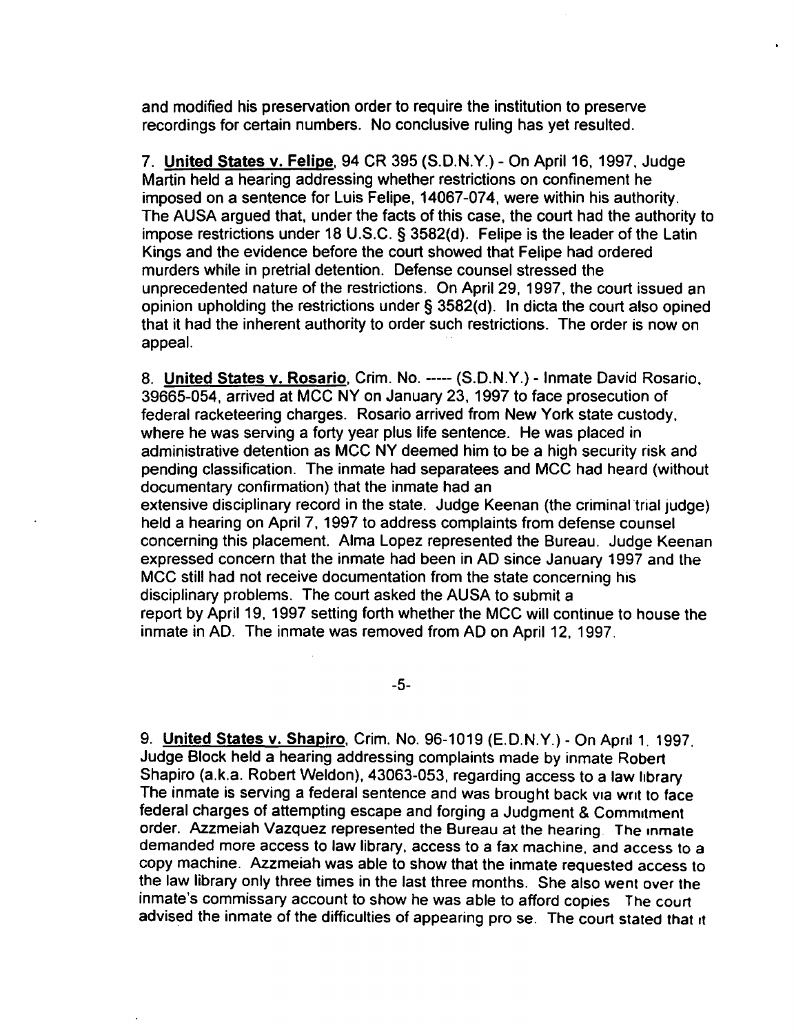and modified his preservation order to require the institution to preserve recordings for certain numbers. No conclusive ruling has yet resulted.

7. **United States v. Felipe**, 94 CR 395 (S.D.N.Y.) - On April 16, 1997, Judge Martin held a hearing addressing whether restrictions on confinement he imposed on a sentence for Luis Felipe, 14067-074, were within his authority. The AUSA argued that, under the facts of this case, the court had the authority to impose restrictions under 18 U.S.C. § 3582(d). Felipe is the leader of the Latin Kings and the evidence before the court showed that Felipe had ordered murders while in pretrial detention. Defense counsel stressed the unprecedented nature of the restrictions. On April 29, 1997, the court issued an opinion upholding the restrictions under § 3582(d). In dicta the court also opined that it had the inherent authority to order such restrictions. The order is now on appeal.

8. **United States v. Rosario**, Crim. No. ----- (S.D.N.Y.) - Inmate David Rosario, 39665-054, arrived at MCC NY on January 23, 1997 to face prosecution of federal racketeering charges. Rosario arrived from New York state custody, where he was serving a forty year plus life sentence. He was placed in administrative detention as MCC NY deemed him to be a high security risk and pending classification. The inmate had separatees and MCC had heard (without documentary confirmation) that the inmate had an extensive disciplinary record in the state. Judge Keenan (the criminal trial judge) held a hearing on April 7, 1997 to address complaints from defense counsel concerning this placement. Alma Lopez represented the Bureau. Judge Keenan expressed concern that the inmate had been in AD since January 1997 and the MCC still had not receive documentation from the state concerning his disciplinary problems. The court asked the AUSA to submit a report by April 19, 1997 setting forth whether the MCC will continue to house the inmate in AD. The inmate was removed from AD on April 12, 1997.

9. **United States v. Shapiro**, Crim. No. 96-1019 (E.D.N.Y.) - On April 1, 1997, Judge Block held a hearing addressing complaints made by inmate Robert Shapiro (a.k.a. Robert Weldon), 43063-053, regarding access to a law library. The inmate is serving a federal sentence and was brought back via writ to face federal charges of attempting escape and forging a Judgment & Commitment order. Azzmeiah Vazquez represented the Bureau at the hearing. The inmate demanded more access to law library, access to a fax machine, and access to a copy machine. Azzmeiah was able to show that the inmate requested access to the law library only three times in the last three months. She also went over the inmate's commissary account to show he was able to afford copies. The court advised the inmate of the difficulties of appearing pro se. The court stated that it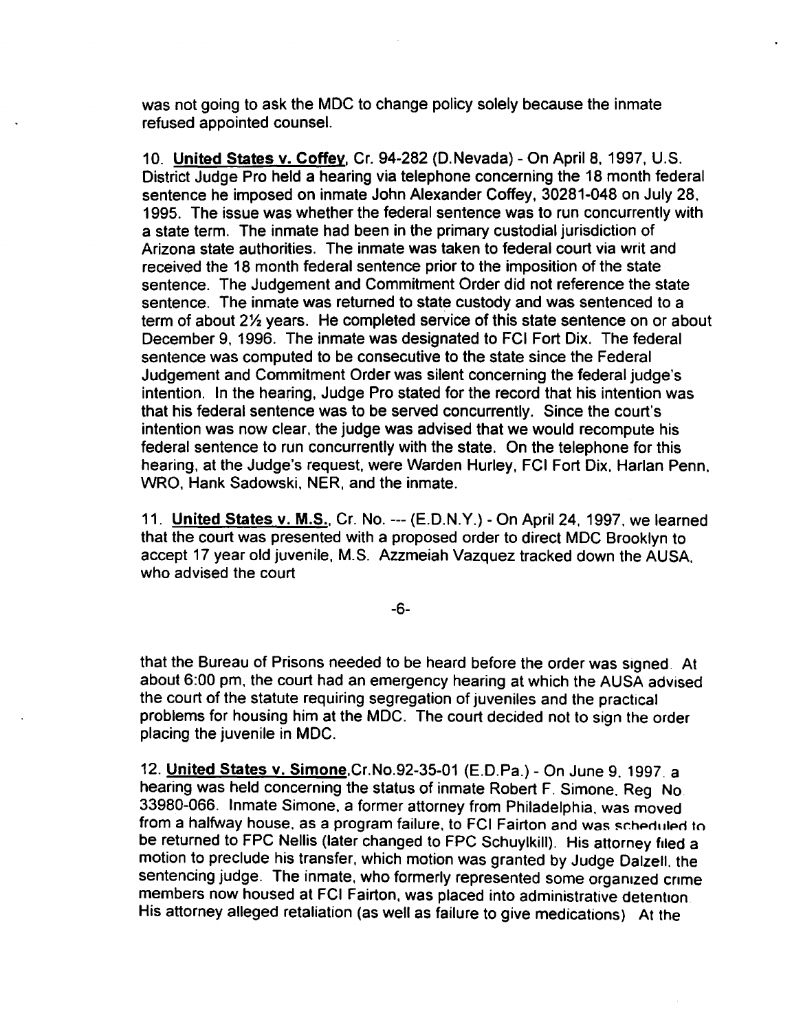was not going to ask the MDC to change policy solely because the inmate refused appointed counsel.

10. **United States v. Coffey**, Cr. 94-282 (D.Nevada) - On April 8, 1997, U.S. District Judge Pro held a hearing via telephone concerning the 18 month federal sentence he imposed on inmate John Alexander Coffey, 30281-048 on July 28, 1995. The issue was whether the federal sentence was to run concurrently with a state term. The inmate had been in the primary custodial jurisdiction of Arizona state authorities. The inmate was taken to federal court via writ and received the 18 month federal sentence prior to the imposition of the state sentence. The Judgement and Commitment Order did not reference the state sentence. The inmate was returned to state custody and was sentenced to a term of about 2½ years. He completed service of this state sentence on or about December 9, 1996. The inmate was designated to FCI Fort Dix. The federal sentence was computed to be consecutive to the state since the Federal Judgement and Commitment Order was silent concerning the federal judge's intention. In the hearing, Judge Pro stated for the record that his intention was that his federal sentence was to be served concurrently. Since the court's intention was now clear, the judge was advised that we would recompute his federal sentence to run concurrently with the state. On the telephone for this hearing, at the Judge's request, were Warden Hurley, FCI Fort Dix, Harlan Penn, WRO, Hank Sadowski, NER, and the inmate.

11. **United States v. M.S.**, Cr. No. --- (E.D.N.Y.) - On April 24, 1997, we learned that the court was presented with a proposed order to direct MDC Brooklyn to accept 17 year old juvenile, M.S. Azzmeiah Vazquez tracked down the AUSA, who advised the court

that the Bureau of Prisons needed to be heard before the order was signed. At about 6:00 pm, the court had an emergency hearing at which the AUSA advised the court of the statute requiring segregation of juveniles and the practical problems for housing him at the MDC. The court decided not to sign the order placing the juvenile in MDC.

12. **United States v. Simone**,Cr.No.92-35-01 (E.D.Pa.) - On June 9, 1997, a hearing was held concerning the status of inmate Robert F. Simone, Reg No. 33980-066. Inmate Simone, a former attorney from Philadelphia, was moved from a halfway house, as a program failure, to FCI Fairton and was scheduled to be returned to FPC Nellis (later changed to FPC Schuylkill). His attorney filed a motion to preclude his transfer, which motion was granted by Judge Dalzell, the sentencing judge. The inmate, who formerly represented some organized crime members now housed at FCI Fairton, was placed into administrative detention. His attorney alleged retaliation (as well as failure to give medications). At the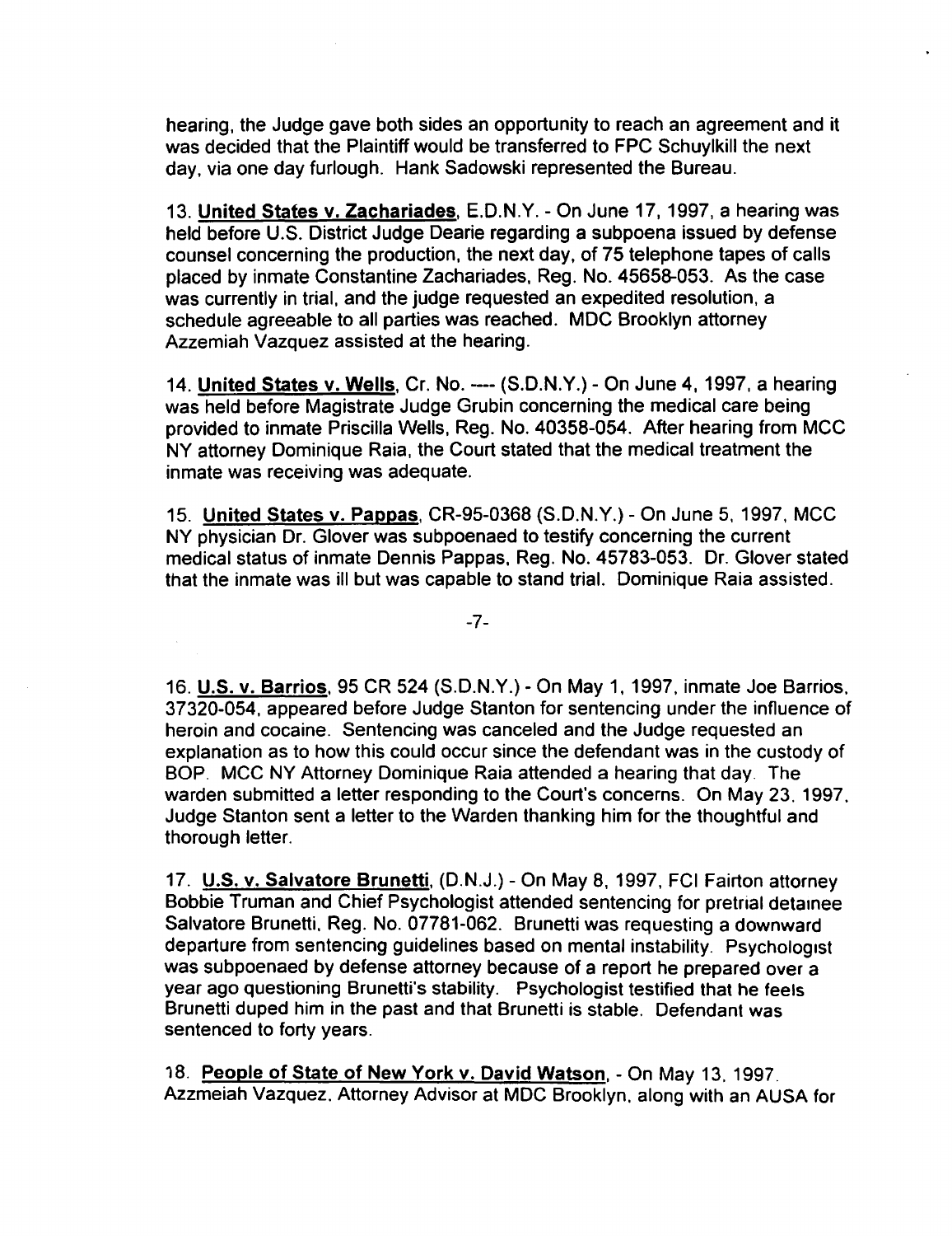hearing, the Judge gave both sides an opportunity to reach an agreement and it was decided that the Plaintiff would be transferred to FPC Schuylkill the next day, via one day furlough. Hank Sadowski represented the Bureau.

13. **United States v. Zachariades**, E.D.N.Y. - On June 17, 1997, a hearing was held before U.S. District Judge Dearie regarding a subpoena issued by defense counsel concerning the production, the next day, of 75 telephone tapes of calls placed by inmate Constantine Zachariades, Reg. No. 45658-053. As the case was currently in trial, and the judge requested an expedited resolution, a schedule agreeable to all parties was reached. MDC Brooklyn attorney Azzemiah Vazquez assisted at the hearing.

14. **United States v. Wells**, Cr. No. ---- (S.D.N.Y.) - On June 4, 1997, a hearing was held before Magistrate Judge Grubin concerning the medical care being provided to inmate Priscilla Wells, Reg. No. 40358-054. After hearing from MCC NY attorney Dominique Raia, the Court stated that the medical treatment the inmate was receiving was adequate.

15. **United States v. Pappas**, CR-95-0368 (S.D.N.Y.) - On June 5, 1997, MCC NY physician Dr. Glover was subpoenaed to testify concerning the current medical status of inmate Dennis Pappas, Reg. No. 45783-053. Dr. Glover stated that the inmate was ill but was capable to stand trial. Dominique Raia assisted.

16. **U.S. v. Barrios**, 95 CR 524 (S.D.N.Y.) - On May 1, 1997, inmate Joe Barrios, 37320-054, appeared before Judge Stanton for sentencing under the influence of heroin and cocaine. Sentencing was canceled and the Judge requested an explanation as to how this could occur since the defendant was in the custody of BOP. MCC NY Attorney Dominique Raia attended a hearing that day. The warden submitted a letter responding to the Court's concerns. On May 23, 1997, Judge Stanton sent a letter to the Warden thanking him for the thoughtful and thorough letter.

17. **U.S. v. Salvatore Brunetti**, (D.N.J.) - On May 8, 1997, FCI Fairton attorney Bobbie Truman and Chief Psychologist attended sentencing for pretrial detainee Salvatore Brunetti, Reg. No. 07781-062. Brunetti was requesting a downward departure from sentencing guidelines based on mental instability. Psychologist was subpoenaed by defense attorney because of a report he prepared over a year ago questioning Brunetti's stability. Psychologist testified that he feels Brunetti duped him in the past and that Brunetti is stable. Defendant was sentenced to forty years.

18. **People of State of New York v. David Watson**, - On May 13, 1997. Azzmeiah Vazquez, Attorney Advisor at MDC Brooklyn, along with an AUSA for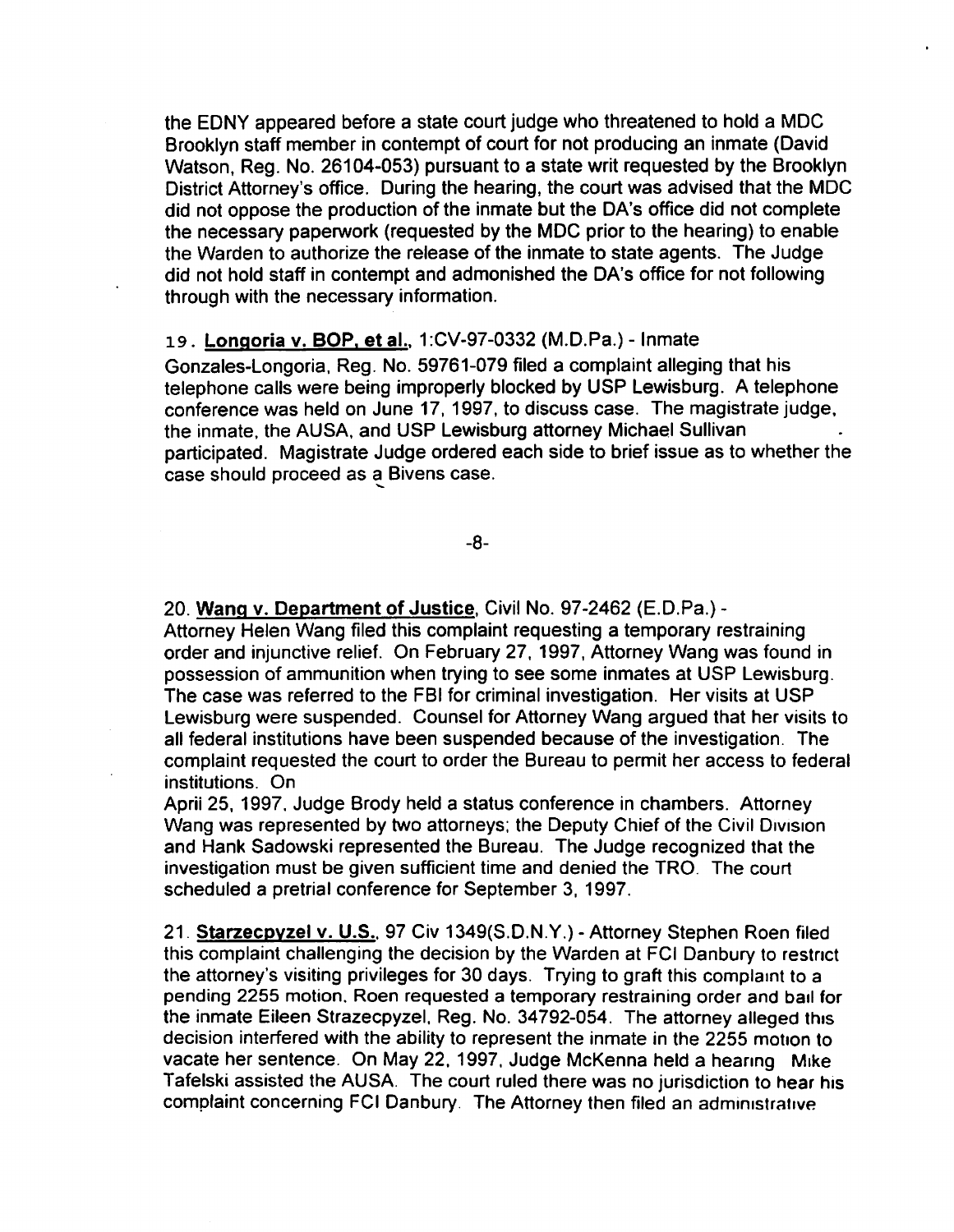the EDNY appeared before a state court judge who threatened to hold a MDC Brooklyn staff member in contempt of court for not producing an inmate (David Watson, Reg. No. 26104-053) pursuant to a state writ requested by the Brooklyn District Attorney's office. During the hearing, the court was advised that the MDC did not oppose the production of the inmate but the DA's office did not complete the necessary paperwork (requested by the MDC prior to the hearing) to enable the Warden to authorize the release of the inmate to state agents. The Judge did not hold staff in contempt and admonished the DA's office for not following through with the necessary information.

19. **Longoria v. BOP, et al.**, 1:CV-97-0332 (M.D.Pa.) - Inmate Gonzales-Longoria, Reg. No. 59761-079 filed a complaint alleging that his telephone calls were being improperly blocked by USP Lewisburg. A telephone conference was held on June 17, 1997, to discuss case. The magistrate judge, the inmate, the AUSA, and USP Lewisburg attorney Michael Sullivan participated. Magistrate Judge ordered each side to brief issue as to whether the case should proceed as a Bivens case.

20. **Wang v. Department of Justice**, Civil No. 97-2462 (E.D.Pa.) - Attorney Helen Wang filed this complaint requesting a temporary restraining order and injunctive relief. On February 27, 1997, Attorney Wang was found in possession of ammunition when trying to see some inmates at USP Lewisburg. The case was referred to the FBI for criminal investigation. Her visits at USP Lewisburg were suspended. Counsel for Attorney Wang argued that her visits to all federal institutions have been suspended because of the investigation. The complaint requested the court to order the Bureau to permit her access to federal institutions. On April 25, 1997, Judge Brody held a status conference in chambers. Attorney Wang was represented by two attorneys; the Deputy Chief of the Civil Division and Hank Sadowski represented the Bureau. The Judge recognized that the investigation must be given sufficient time and denied the TRO. The court scheduled a pretrial conference for September 3, 1997.

21. **Starzecpyzel v. U.S.**, 97 Civ 1349(S.D.N.Y.) - Attorney Stephen Roen filed this complaint challenging the decision by the Warden at FCI Danbury to restrict the attorney's visiting privileges for 30 days. Trying to graft this complaint to a pending 2255 motion, Roen requested a temporary restraining order and bail for the inmate Eileen Strazecpyzel, Reg. No. 34792-054. The attorney alleged this decision interfered with the ability to represent the inmate in the 2255 motion to vacate her sentence. On May 22, 1997, Judge McKenna held a hearing Mike Tafelski assisted the AUSA. The court ruled there was no jurisdiction to hear his complaint concerning FCI Danbury. The Attorney then filed an administrative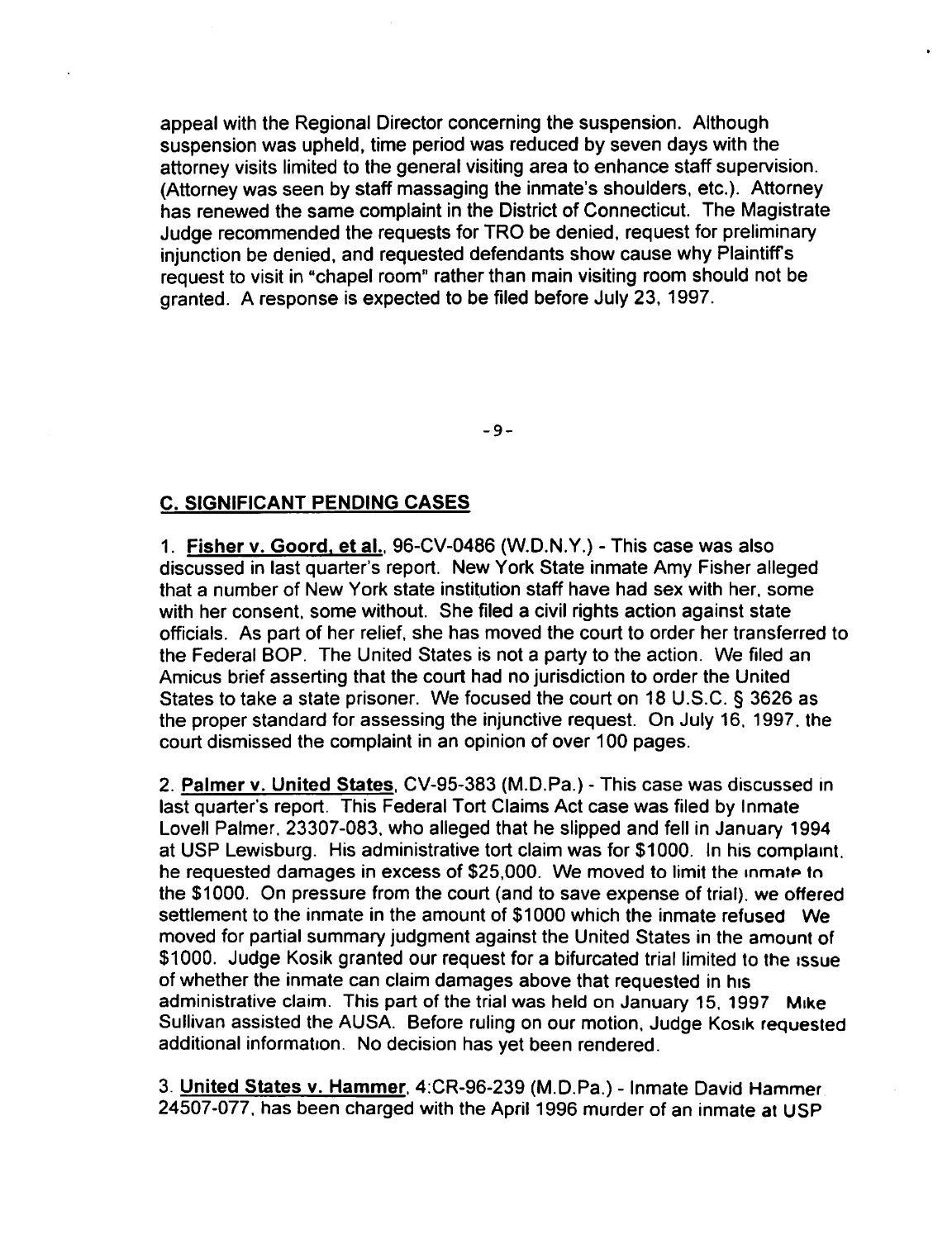appeal with the Regional Director concerning the suspension. Although suspension was upheld, time period was reduced by seven days with the attorney visits limited to the general visiting area to enhance staff supervision. (Attorney was seen by staff massaging the inmate's shoulders, etc.). Attorney has renewed the same complaint in the District of Connecticut. The Magistrate Judge recommended the requests for TRO be denied, request for preliminary injunction be denied, and requested defendants show cause why Plaintiff's request to visit in "chapel room" rather than main visiting room should not be granted. A response is expected to be filed before July 23, 1997.

## C. SIGNIFICANT PENDING CASES

1. **Fisher v. Goord, et al.**, 96-CV-0486 (W.D.N.Y.) - This case was also discussed in last quarter's report. New York State inmate Amy Fisher alleged that a number of New York state institution staff have had sex with her, some with her consent, some without. She filed a civil rights action against state officials. As part of her relief, she has moved the court to order her transferred to the Federal BOP. The United States is not a party to the action. We filed an Amicus brief asserting that the court had no jurisdiction to order the United States to take a state prisoner. We focused the court on 18 U.S.C. § 3626 as the proper standard for assessing the injunctive request. On July 16, 1997, the court dismissed the complaint in an opinion of over 100 pages.

2. **Palmer v. United States**, CV-95-383 (M.D.Pa.) - This case was discussed in last quarter's report. This Federal Tort Claims Act case was filed by Inmate Lovell Palmer, 23307-083, who alleged that he slipped and fell in January 1994 at USP Lewisburg. His administrative tort claim was for $1000. In his complaint, he requested damages in excess of $25,000. We moved to limit the inmate to the $1000. On pressure from the court (and to save expense of trial), we offered settlement to the inmate in the amount of $1000 which the inmate refused. We moved for partial summary judgment against the United States in the amount of $1000. Judge Kosik granted our request for a bifurcated trial limited to the issue of whether the inmate can claim damages above that requested in his administrative claim. This part of the trial was held on January 15, 1997. Mike Sullivan assisted the AUSA. Before ruling on our motion, Judge Kosik requested additional information. No decision has yet been rendered.

3. **United States v. Hammer**, 4:CR-96-239 (M.D.Pa.) - Inmate David Hammer, 24507-077, has been charged with the April 1996 murder of an inmate at USP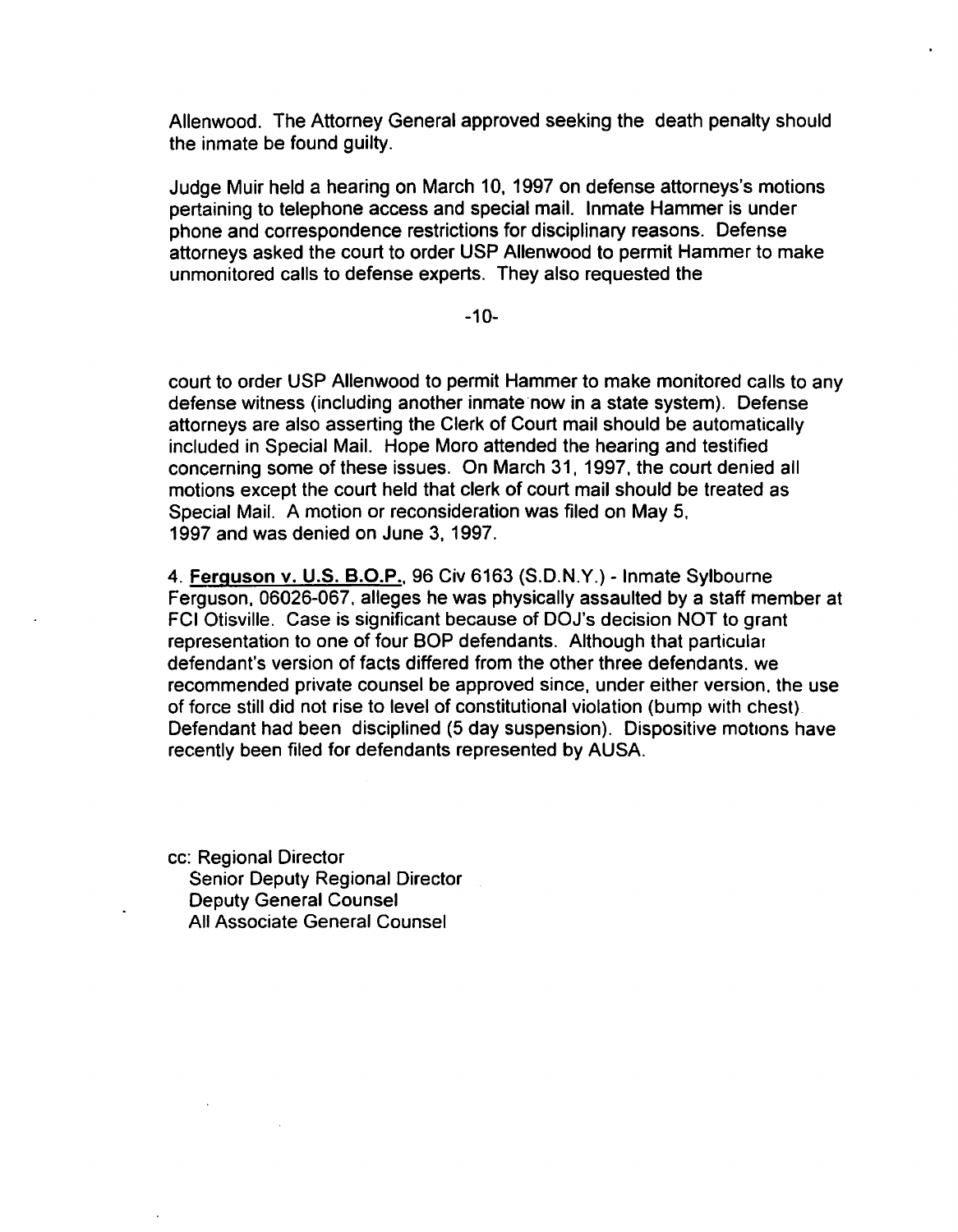Allenwood. The Attorney General approved seeking the death penalty should the inmate be found guilty.

Judge Muir held a hearing on March 10, 1997 on defense attorneys's motions pertaining to telephone access and special mail. Inmate Hammer is under phone and correspondence restrictions for disciplinary reasons. Defense attorneys asked the court to order USP Allenwood to permit Hammer to make unmonitored calls to defense experts. They also requested the court to order USP Allenwood to permit Hammer to make monitored calls to any defense witness (including another inmate now in a state system). Defense attorneys are also asserting the Clerk of Court mail should be automatically included in Special Mail. Hope Moro attended the hearing and testified concerning some of these issues. On March 31, 1997, the court denied all motions except the court held that clerk of court mail should be treated as Special Mail. A motion or reconsideration was filed on May 5, 1997 and was denied on June 3, 1997.

4. **Ferguson v. U.S. B.O.P.**, 96 Civ 6163 (S.D.N.Y.) - Inmate Sylbourne Ferguson, 06026-067, alleges he was physically assaulted by a staff member at FCI Otisville. Case is significant because of DOJ's decision NOT to grant representation to one of four BOP defendants. Although that particular defendant's version of facts differed from the other three defendants, we recommended private counsel be approved since, under either version, the use of force still did not rise to level of constitutional violation (bump with chest). Defendant had been disciplined (5 day suspension). Dispositive motions have recently been filed for defendants represented by AUSA.

cc: Regional Director
Senior Deputy Regional Director
Deputy General Counsel
All Associate General Counsel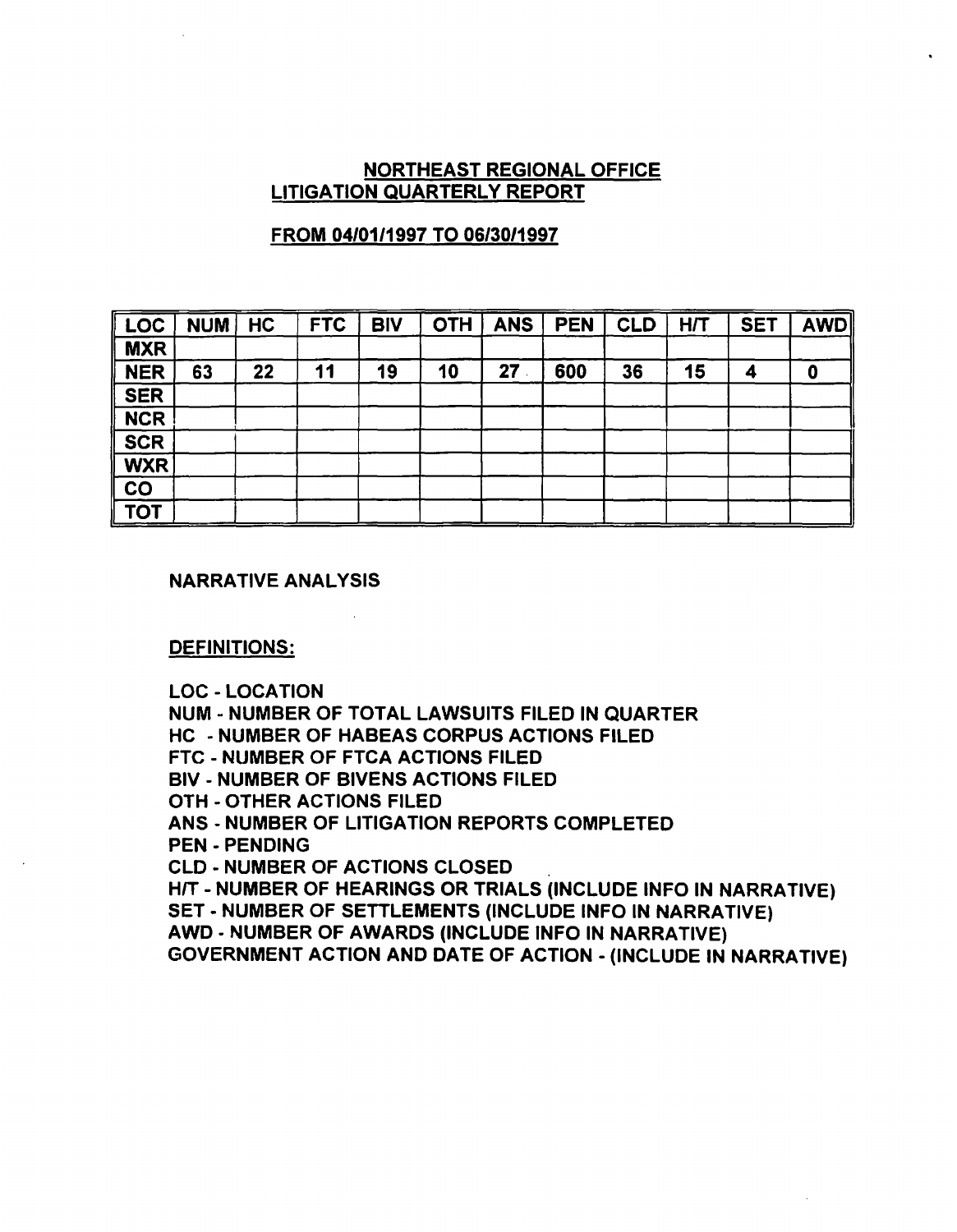## NORTHEAST REGIONAL OFFICE
## LITIGATION QUARTERLY REPORT

### FROM 04/01/1997 TO 06/30/1997

| LOC | NUM | HC | FTC | BIV | OTH | ANS | PEN | CLD | H/T | SET | AWD |
|---|---|---|---|---|---|---|---|---|---|---|---|
| MXR | | | | | | | | | | | |
| NER | 63 | 22 | 11 | 19 | 10 | 27 | 600 | 36 | 15 | 4 | 0 |
| SER | | | | | | | | | | | |
| NCR | | | | | | | | | | | |
| SCR | | | | | | | | | | | |
| WXR | | | | | | | | | | | |
| CO | | | | | | | | | | | |
| TOT | | | | | | | | | | | |

NARRATIVE ANALYSIS

DEFINITIONS:

LOC - LOCATION
NUM - NUMBER OF TOTAL LAWSUITS FILED IN QUARTER
HC - NUMBER OF HABEAS CORPUS ACTIONS FILED
FTC - NUMBER OF FTCA ACTIONS FILED
BIV - NUMBER OF BIVENS ACTIONS FILED
OTH - OTHER ACTIONS FILED
ANS - NUMBER OF LITIGATION REPORTS COMPLETED
PEN - PENDING
CLD - NUMBER OF ACTIONS CLOSED
H/T - NUMBER OF HEARINGS OR TRIALS (INCLUDE INFO IN NARRATIVE)
SET - NUMBER OF SETTLEMENTS (INCLUDE INFO IN NARRATIVE)
AWD - NUMBER OF AWARDS (INCLUDE INFO IN NARRATIVE)
GOVERNMENT ACTION AND DATE OF ACTION - (INCLUDE IN NARRATIVE)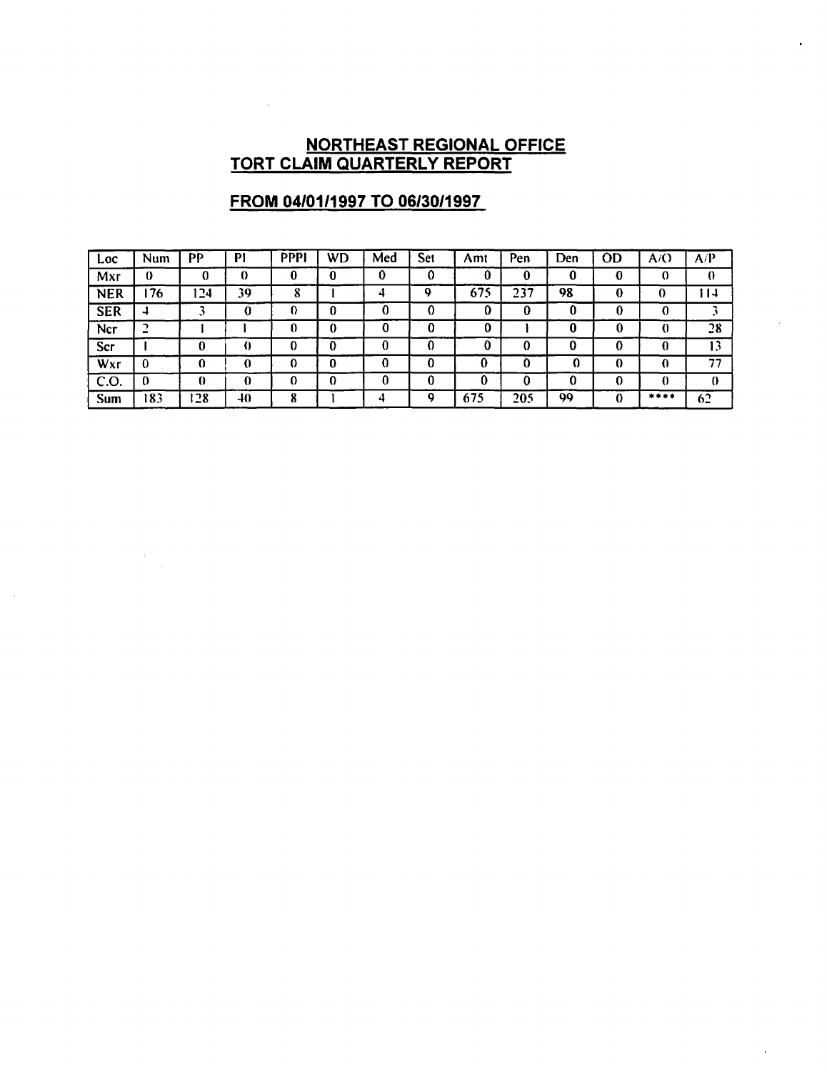## NORTHEAST REGIONAL OFFICE
## TORT CLAIM QUARTERLY REPORT

### FROM 04/01/1997 TO 06/30/1997

| Loc | Num | PP | PI | PPPI | WD | Med | Set | Amt | Pen | Den | OD | A/O | A/P |
|---|---|---|---|---|---|---|---|---|---|---|---|---|---|
| Mxr | 0 | 0 | 0 | 0 | 0 | 0 | 0 | 0 | 0 | 0 | 0 | 0 | 0 |
| NER | 176 | 124 | 39 | 8 | 1 | 4 | 9 | 675 | 237 | 98 | 0 | 0 | 114 |
| SER | 4 | 3 | 0 | 0 | 0 | 0 | 0 | 0 | 0 | 0 | 0 | 0 | 3 |
| Ncr | 2 | 1 | 1 | 0 | 0 | 0 | 0 | 0 | 1 | 0 | 0 | 0 | 28 |
| Scr | 1 | 0 | 0 | 0 | 0 | 0 | 0 | 0 | 0 | 0 | 0 | 0 | 13 |
| Wxr | 0 | 0 | 0 | 0 | 0 | 0 | 0 | 0 | 0 | 0 | 0 | 0 | 77 |
| C.O. | 0 | 0 | 0 | 0 | 0 | 0 | 0 | 0 | 0 | 0 | 0 | 0 | 0 |
| Sum | 183 | 128 | 40 | 8 | 1 | 4 | 9 | 675 | 205 | 99 | 0 | **** | 62 |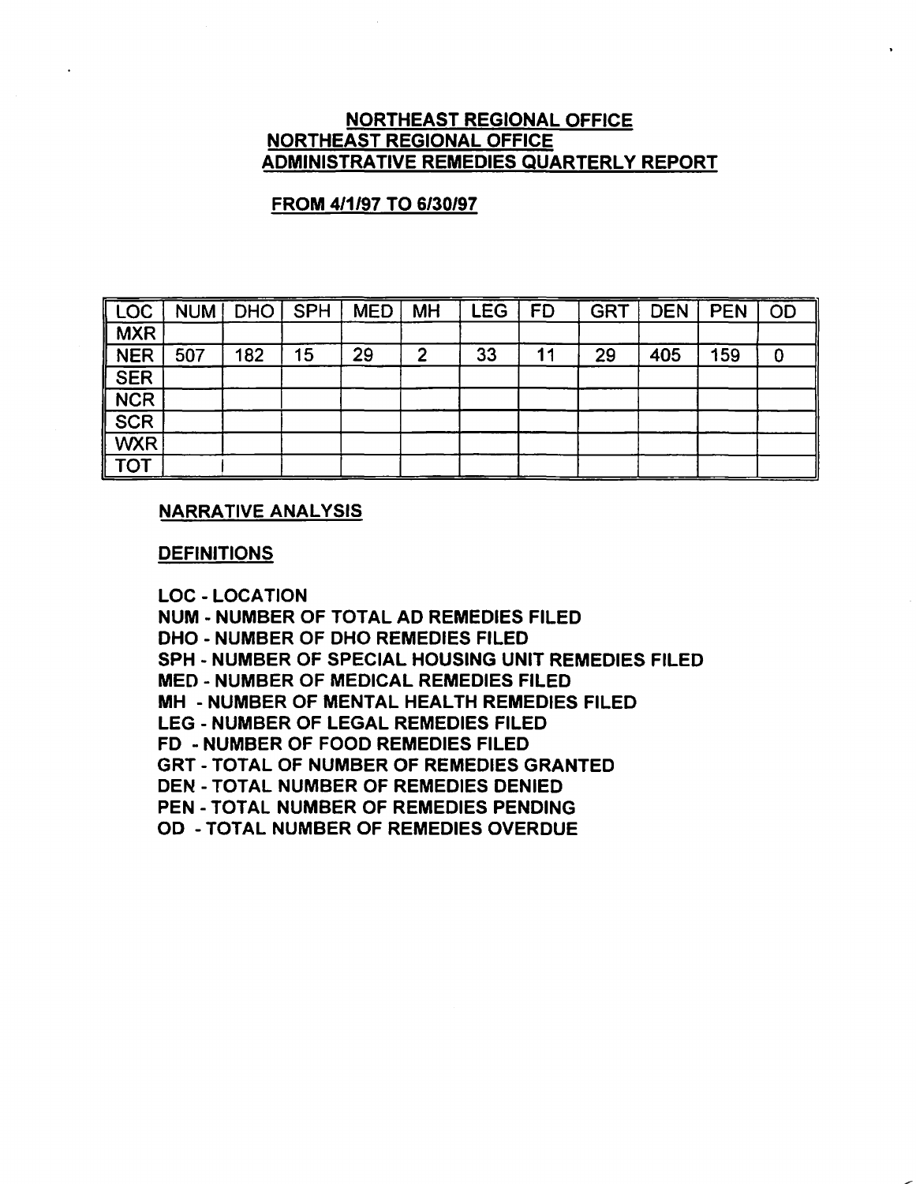## NORTHEAST REGIONAL OFFICE
## NORTHEAST REGIONAL OFFICE
## ADMINISTRATIVE REMEDIES QUARTERLY REPORT

**FROM 4/1/97 TO 6/30/97**

| LOC | NUM | DHO | SPH | MED | MH | LEG | FD | GRT | DEN | PEN | OD |
|---|---|---|---|---|---|---|---|---|---|---|---|
| MXR | | | | | | | | | | | |
| NER | 507 | 182 | 15 | 29 | 2 | 33 | 11 | 29 | 405 | 159 | 0 |
| SER | | | | | | | | | | | |
| NCR | | | | | | | | | | | |
| SCR | | | | | | | | | | | |
| WXR | | | | | | | | | | | |
| TOT | | | | | | | | | | | |

**NARRATIVE ANALYSIS**

**DEFINITIONS**

LOC - LOCATION
NUM - NUMBER OF TOTAL AD REMEDIES FILED
DHO - NUMBER OF DHO REMEDIES FILED
SPH - NUMBER OF SPECIAL HOUSING UNIT REMEDIES FILED
MED - NUMBER OF MEDICAL REMEDIES FILED
MH - NUMBER OF MENTAL HEALTH REMEDIES FILED
LEG - NUMBER OF LEGAL REMEDIES FILED
FD - NUMBER OF FOOD REMEDIES FILED
GRT - TOTAL OF NUMBER OF REMEDIES GRANTED
DEN - TOTAL NUMBER OF REMEDIES DENIED
PEN - TOTAL NUMBER OF REMEDIES PENDING
OD - TOTAL NUMBER OF REMEDIES OVERDUE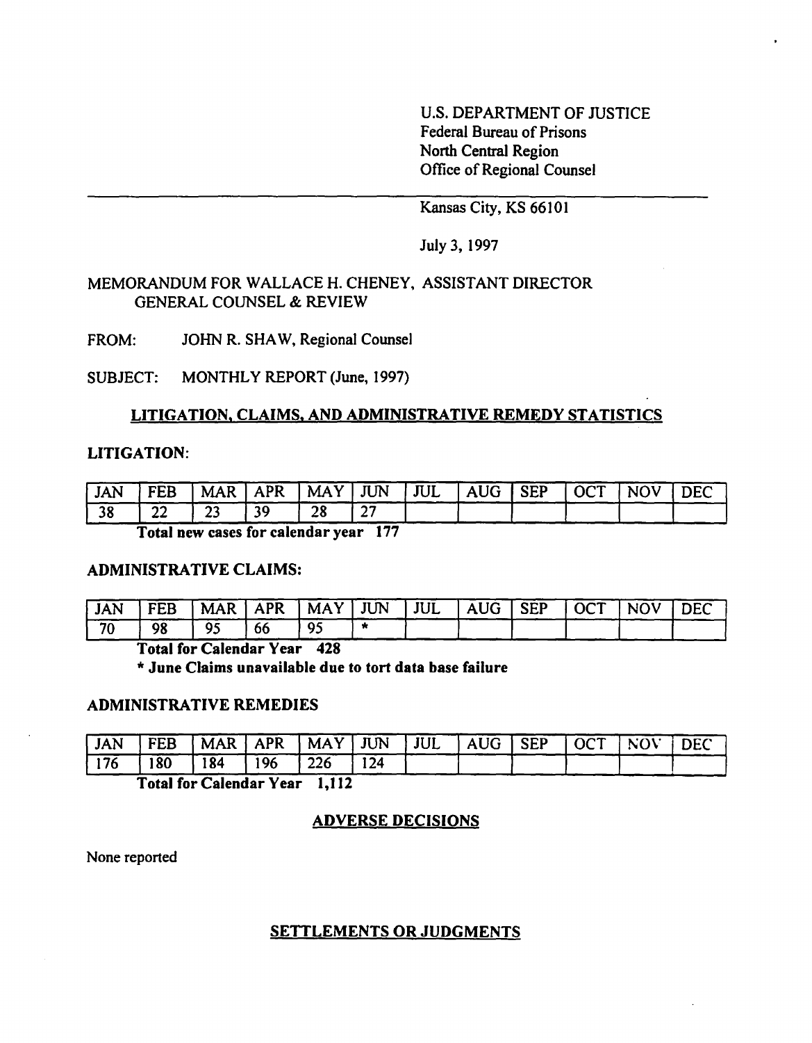U.S. DEPARTMENT OF JUSTICE
Federal Bureau of Prisons
North Central Region
Office of Regional Counsel

Kansas City, KS 66101

July 3, 1997

MEMORANDUM FOR WALLACE H. CHENEY, ASSISTANT DIRECTOR
GENERAL COUNSEL & REVIEW

FROM: JOHN R. SHAW, Regional Counsel

SUBJECT: MONTHLY REPORT (June, 1997)

## LITIGATION, CLAIMS, AND ADMINISTRATIVE REMEDY STATISTICS

### LITIGATION:

| JAN | FEB | MAR | APR | MAY | JUN | JUL | AUG | SEP | OCT | NOV | DEC |
|---|---|---|---|---|---|---|---|---|---|---|---|
| 38 | 22 | 23 | 39 | 28 | 27 | | | | | | |

**Total new cases for calendar year 177**

### ADMINISTRATIVE CLAIMS:

| JAN | FEB | MAR | APR | MAY | JUN | JUL | AUG | SEP | OCT | NOV | DEC |
|---|---|---|---|---|---|---|---|---|---|---|---|
| 70 | 98 | 95 | 66 | 95 | * | | | | | | |

**Total for Calendar Year 428**

**\* June Claims unavailable due to tort data base failure**

### ADMINISTRATIVE REMEDIES

| JAN | FEB | MAR | APR | MAY | JUN | JUL | AUG | SEP | OCT | NOV | DEC |
|---|---|---|---|---|---|---|---|---|---|---|---|
| 176 | 180 | 184 | 196 | 226 | 124 | | | | | | |

**Total for Calendar Year 1,112**

## ADVERSE DECISIONS

None reported

## SETTLEMENTS OR JUDGMENTS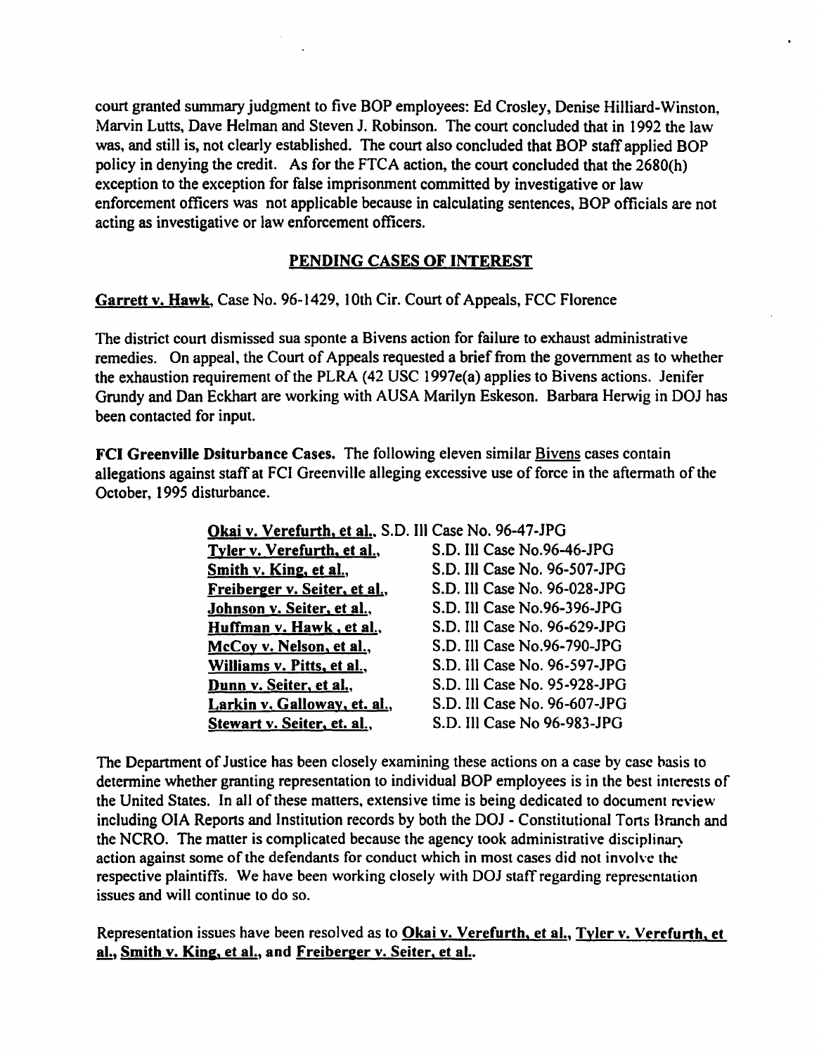court granted summary judgment to five BOP employees: Ed Crosley, Denise Hilliard-Winston, Marvin Lutts, Dave Helman and Steven J. Robinson. The court concluded that in 1992 the law was, and still is, not clearly established. The court also concluded that BOP staff applied BOP policy in denying the credit. As for the FTCA action, the court concluded that the 2680(h) exception to the exception for false imprisonment committed by investigative or law enforcement officers was not applicable because in calculating sentences, BOP officials are not acting as investigative or law enforcement officers.

## PENDING CASES OF INTEREST

Garrett v. Hawk, Case No. 96-1429, 10th Cir. Court of Appeals, FCC Florence

The district court dismissed sua sponte a Bivens action for failure to exhaust administrative remedies. On appeal, the Court of Appeals requested a brief from the government as to whether the exhaustion requirement of the PLRA (42 USC 1997e(a) applies to Bivens actions. Jenifer Grundy and Dan Eckhart are working with AUSA Marilyn Eskeson. Barbara Herwig in DOJ has been contacted for input.

**FCI Greenville Dsiturbance Cases.** The following eleven similar Bivens cases contain allegations against staff at FCI Greenville alleging excessive use of force in the aftermath of the October, 1995 disturbance.

| | |
|---|---|
| Okai v. Verefurth, et al., | S.D. Ill Case No. 96-47-JPG |
| Tyler v. Verefurth, et al., | S.D. Ill Case No.96-46-JPG |
| Smith v. King, et al., | S.D. Ill Case No. 96-507-JPG |
| Freiberger v. Seiter, et al., | S.D. Ill Case No. 96-028-JPG |
| Johnson v. Seiter, et al., | S.D. Ill Case No.96-396-JPG |
| Huffman v. Hawk , et al., | S.D. Ill Case No. 96-629-JPG |
| McCoy v. Nelson, et al., | S.D. Ill Case No.96-790-JPG |
| Williams v. Pitts, et al., | S.D. Ill Case No. 96-597-JPG |
| Dunn v. Seiter, et al., | S.D. Ill Case No. 95-928-JPG |
| Larkin v. Galloway, et. al., | S.D. Ill Case No. 96-607-JPG |
| Stewart v. Seiter, et. al., | S.D. Ill Case No 96-983-JPG |

The Department of Justice has been closely examining these actions on a case by case basis to determine whether granting representation to individual BOP employees is in the best interests of the United States. In all of these matters, extensive time is being dedicated to document review including OIA Reports and Institution records by both the DOJ - Constitutional Torts Branch and the NCRO. The matter is complicated because the agency took administrative disciplinary action against some of the defendants for conduct which in most cases did not involve the respective plaintiffs. We have been working closely with DOJ staff regarding representation issues and will continue to do so.

Representation issues have been resolved as to **Okai v. Verefurth, et al., Tyler v. Verefurth, et al., Smith v. King, et al., and Freiberger v. Seiter, et al.**.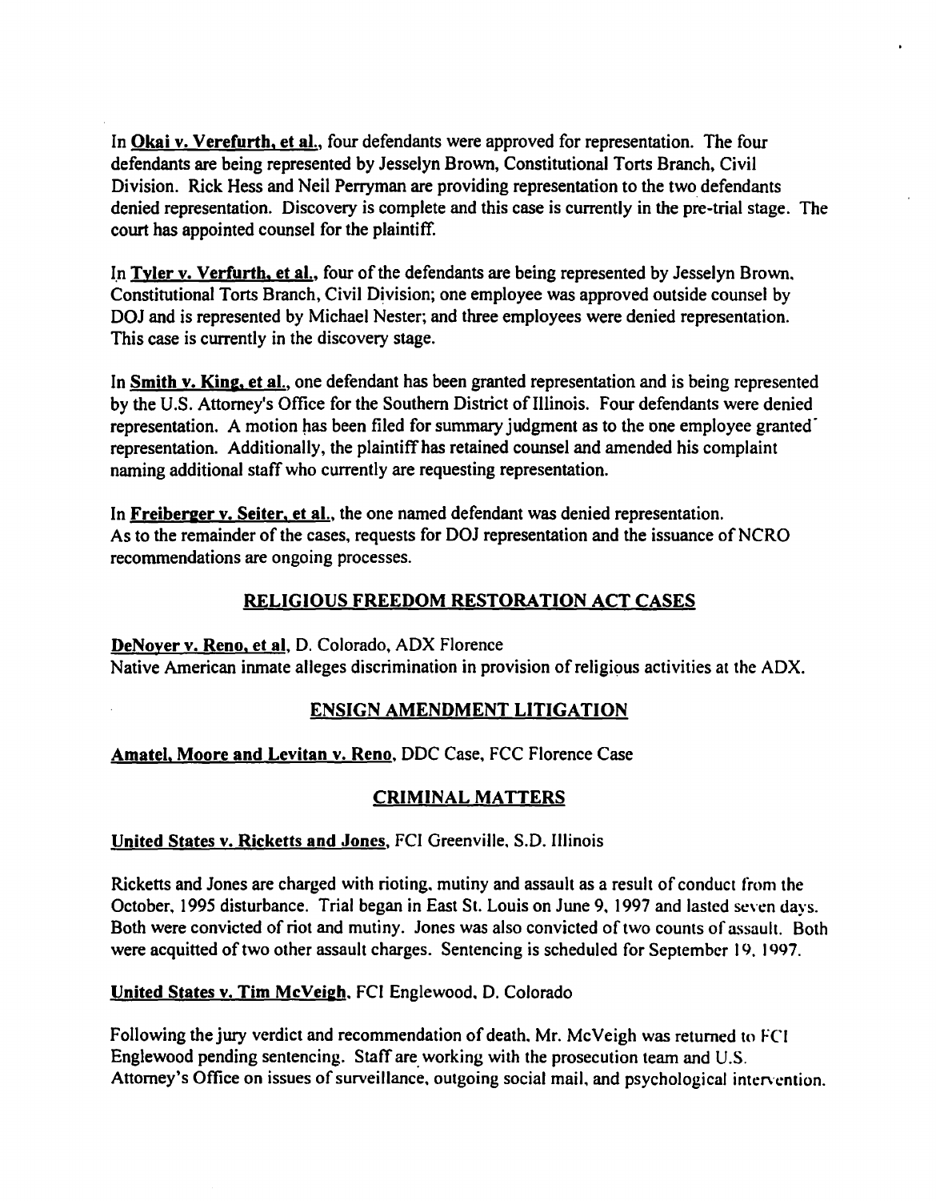In **Okai v. Verefurth, et al.**, four defendants were approved for representation. The four defendants are being represented by Jesselyn Brown, Constitutional Torts Branch, Civil Division. Rick Hess and Neil Perryman are providing representation to the two defendants denied representation. Discovery is complete and this case is currently in the pre-trial stage. The court has appointed counsel for the plaintiff.

In **Tyler v. Verfurth, et al.**, four of the defendants are being represented by Jesselyn Brown, Constitutional Torts Branch, Civil Division; one employee was approved outside counsel by DOJ and is represented by Michael Nester; and three employees were denied representation. This case is currently in the discovery stage.

In **Smith v. King, et al.**, one defendant has been granted representation and is being represented by the U.S. Attorney's Office for the Southern District of Illinois. Four defendants were denied representation. A motion has been filed for summary judgment as to the one employee granted representation. Additionally, the plaintiff has retained counsel and amended his complaint naming additional staff who currently are requesting representation.

In **Freiberger v. Seiter, et al.**, the one named defendant was denied representation. As to the remainder of the cases, requests for DOJ representation and the issuance of NCRO recommendations are ongoing processes.

## RELIGIOUS FREEDOM RESTORATION ACT CASES

**DeNoyer v. Reno, et al**, D. Colorado, ADX Florence
Native American inmate alleges discrimination in provision of religious activities at the ADX.

## ENSIGN AMENDMENT LITIGATION

**Amatel, Moore and Levitan v. Reno**, DDC Case, FCC Florence Case

## CRIMINAL MATTERS

**United States v. Ricketts and Jones**, FCI Greenville, S.D. Illinois

Ricketts and Jones are charged with rioting, mutiny and assault as a result of conduct from the October, 1995 disturbance. Trial began in East St. Louis on June 9, 1997 and lasted seven days. Both were convicted of riot and mutiny. Jones was also convicted of two counts of assault. Both were acquitted of two other assault charges. Sentencing is scheduled for September 19, 1997.

**United States v. Tim McVeigh**, FCI Englewood, D. Colorado

Following the jury verdict and recommendation of death, Mr. McVeigh was returned to FCI Englewood pending sentencing. Staff are working with the prosecution team and U.S. Attorney's Office on issues of surveillance, outgoing social mail, and psychological intervention.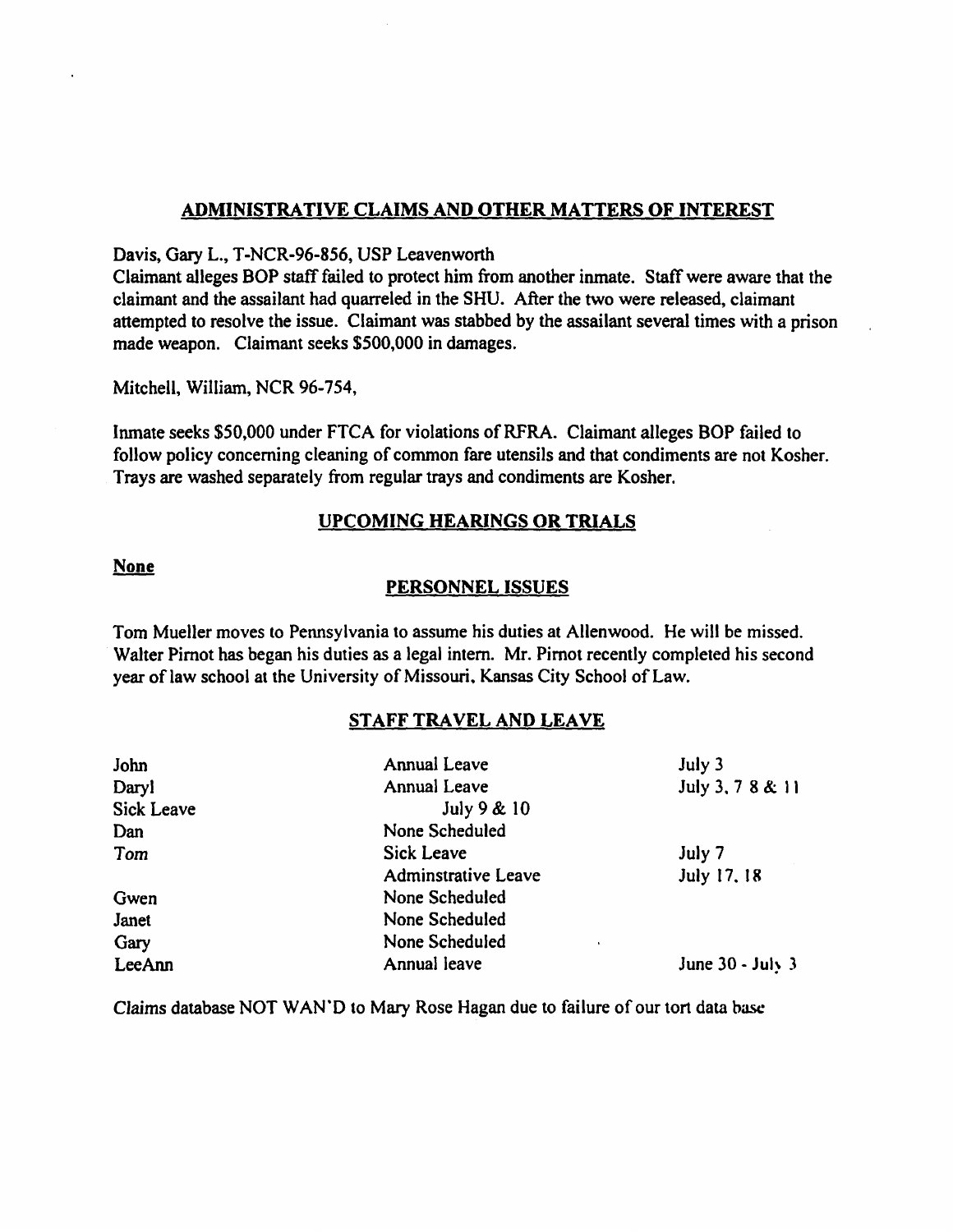## ADMINISTRATIVE CLAIMS AND OTHER MATTERS OF INTEREST

Davis, Gary L., T-NCR-96-856, USP Leavenworth
Claimant alleges BOP staff failed to protect him from another inmate. Staff were aware that the claimant and the assailant had quarreled in the SHU. After the two were released, claimant attempted to resolve the issue. Claimant was stabbed by the assailant several times with a prison made weapon. Claimant seeks $500,000 in damages.

Mitchell, William, NCR 96-754,

Inmate seeks $50,000 under FTCA for violations of RFRA. Claimant alleges BOP failed to follow policy concerning cleaning of common fare utensils and that condiments are not Kosher. Trays are washed separately from regular trays and condiments are Kosher.

## UPCOMING HEARINGS OR TRIALS

**None**

## PERSONNEL ISSUES

Tom Mueller moves to Pennsylvania to assume his duties at Allenwood. He will be missed. Walter Pirnot has began his duties as a legal intern. Mr. Pirnot recently completed his second year of law school at the University of Missouri, Kansas City School of Law.

## STAFF TRAVEL AND LEAVE

| | | |
|---|---|---|
| John | Annual Leave | July 3 |
| Daryl | Annual Leave | July 3, 7 8 & 11 |
| Sick Leave | July 9 & 10 | |
| Dan | None Scheduled | |
| Tom | Sick Leave | July 7 |
| | Adminstrative Leave | July 17, 18 |
| Gwen | None Scheduled | |
| Janet | None Scheduled | |
| Gary | None Scheduled | |
| LeeAnn | Annual leave | June 30 - July 3 |

Claims database NOT WAN'D to Mary Rose Hagan due to failure of our tort data base